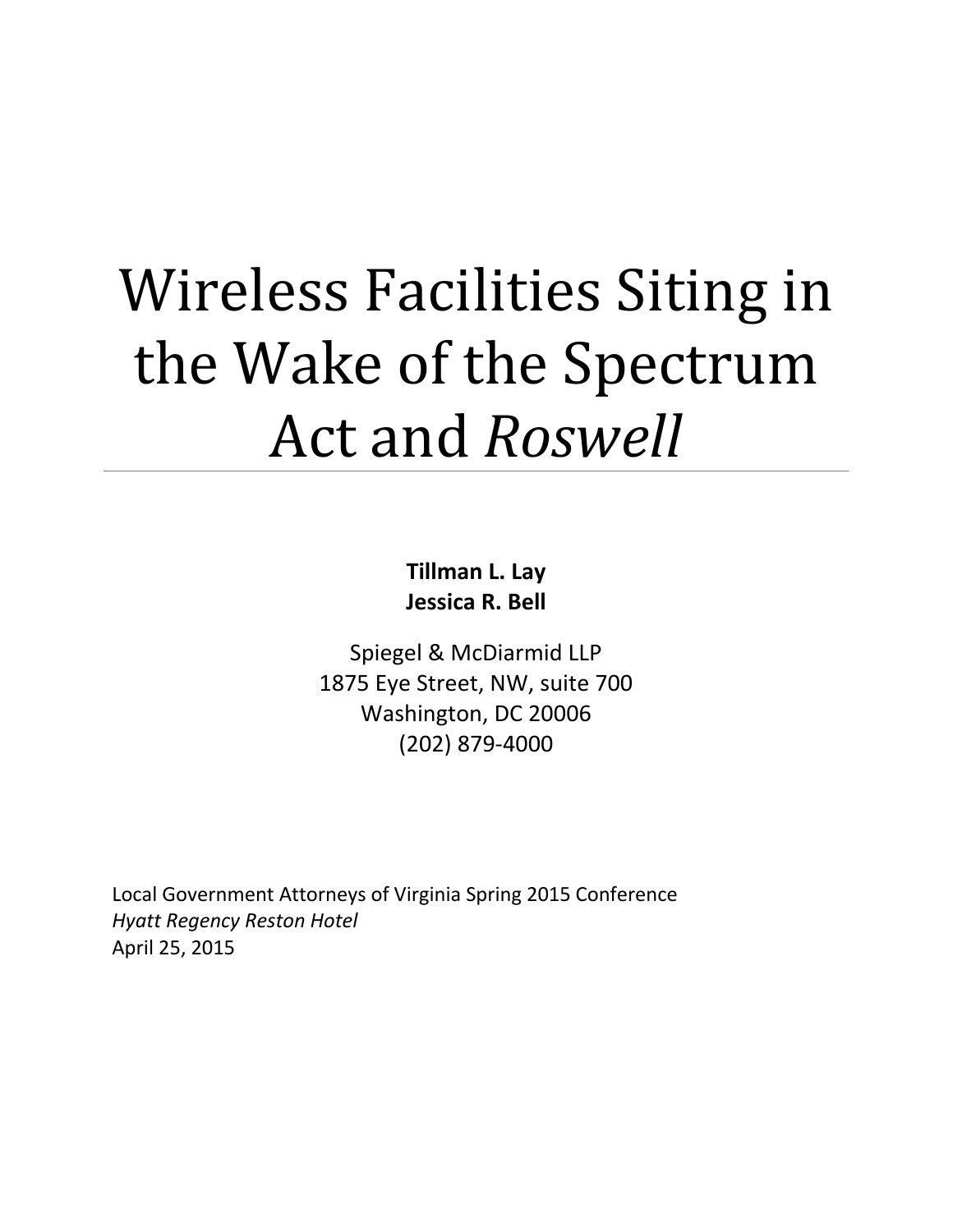# Wireless Facilities Siting in the Wake of the Spectrum Act and *Roswell*

**Tillman L. Lay**
**Jessica R. Bell**

Spiegel & McDiarmid LLP
1875 Eye Street, NW, suite 700
Washington, DC 20006
(202) 879-4000

Local Government Attorneys of Virginia Spring 2015 Conference
*Hyatt Regency Reston Hotel*
April 25, 2015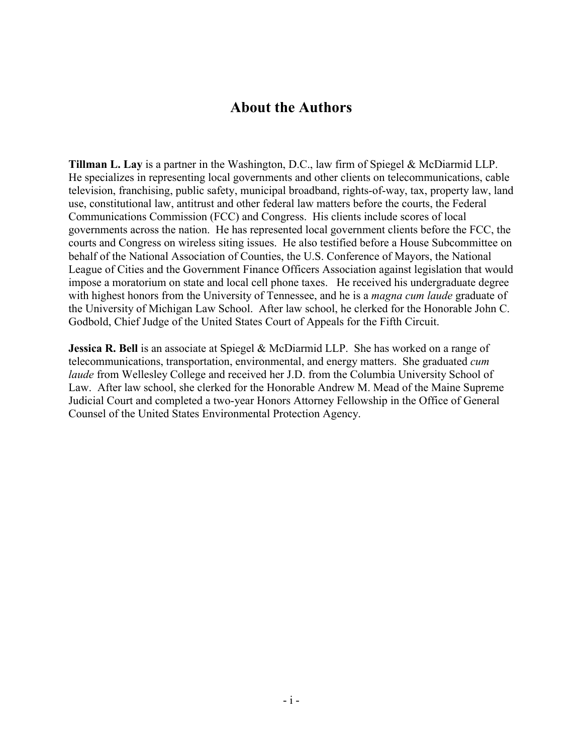# About the Authors

**Tillman L. Lay** is a partner in the Washington, D.C., law firm of Spiegel & McDiarmid LLP. He specializes in representing local governments and other clients on telecommunications, cable television, franchising, public safety, municipal broadband, rights-of-way, tax, property law, land use, constitutional law, antitrust and other federal law matters before the courts, the Federal Communications Commission (FCC) and Congress. His clients include scores of local governments across the nation. He has represented local government clients before the FCC, the courts and Congress on wireless siting issues. He also testified before a House Subcommittee on behalf of the National Association of Counties, the U.S. Conference of Mayors, the National League of Cities and the Government Finance Officers Association against legislation that would impose a moratorium on state and local cell phone taxes. He received his undergraduate degree with highest honors from the University of Tennessee, and he is a *magna cum laude* graduate of the University of Michigan Law School. After law school, he clerked for the Honorable John C. Godbold, Chief Judge of the United States Court of Appeals for the Fifth Circuit.

**Jessica R. Bell** is an associate at Spiegel & McDiarmid LLP. She has worked on a range of telecommunications, transportation, environmental, and energy matters. She graduated *cum laude* from Wellesley College and received her J.D. from the Columbia University School of Law. After law school, she clerked for the Honorable Andrew M. Mead of the Maine Supreme Judicial Court and completed a two-year Honors Attorney Fellowship in the Office of General Counsel of the United States Environmental Protection Agency.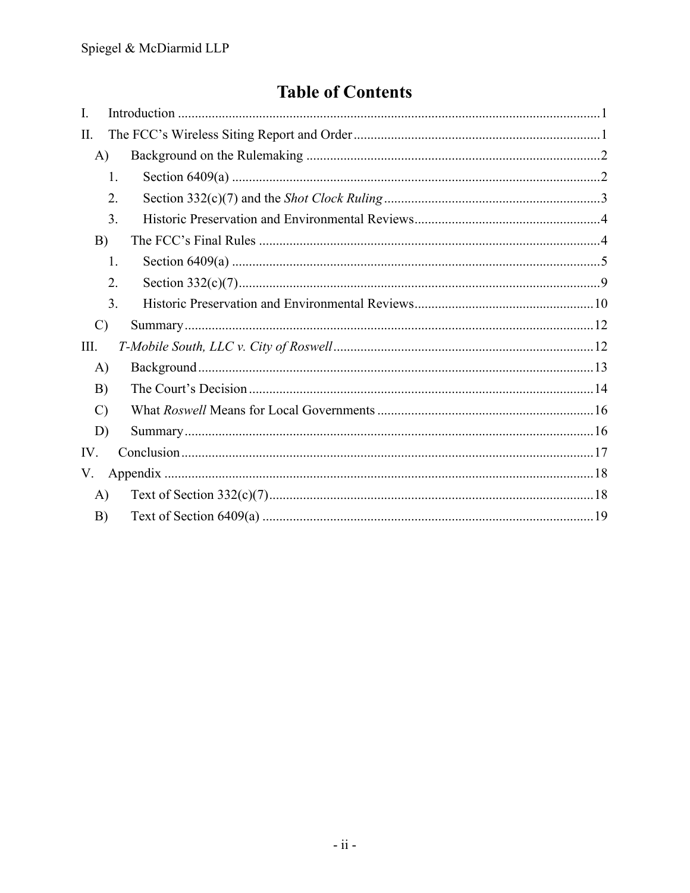# Table of Contents

I. Introduction ........................................................................ 1

II. The FCC's Wireless Siting Report and Order ........................................................................ 1

- A) Background on the Rulemaking ........................................................................ 2
  1. Section 6409(a) ........................................................................ 2
  2. Section 332(c)(7) and the *Shot Clock Ruling* ........................................................................ 3
  3. Historic Preservation and Environmental Reviews ........................................................................ 4
- B) The FCC's Final Rules ........................................................................ 4
  1. Section 6409(a) ........................................................................ 5
  2. Section 332(c)(7) ........................................................................ 9
  3. Historic Preservation and Environmental Reviews ........................................................................ 10
- C) Summary ........................................................................ 12

III. *T-Mobile South, LLC v. City of Roswell* ........................................................................ 12

- A) Background ........................................................................ 13
- B) The Court's Decision ........................................................................ 14
- C) What *Roswell* Means for Local Governments ........................................................................ 16
- D) Summary ........................................................................ 16

IV. Conclusion ........................................................................ 17

V. Appendix ........................................................................ 18

- A) Text of Section 332(c)(7) ........................................................................ 18
- B) Text of Section 6409(a) ........................................................................ 19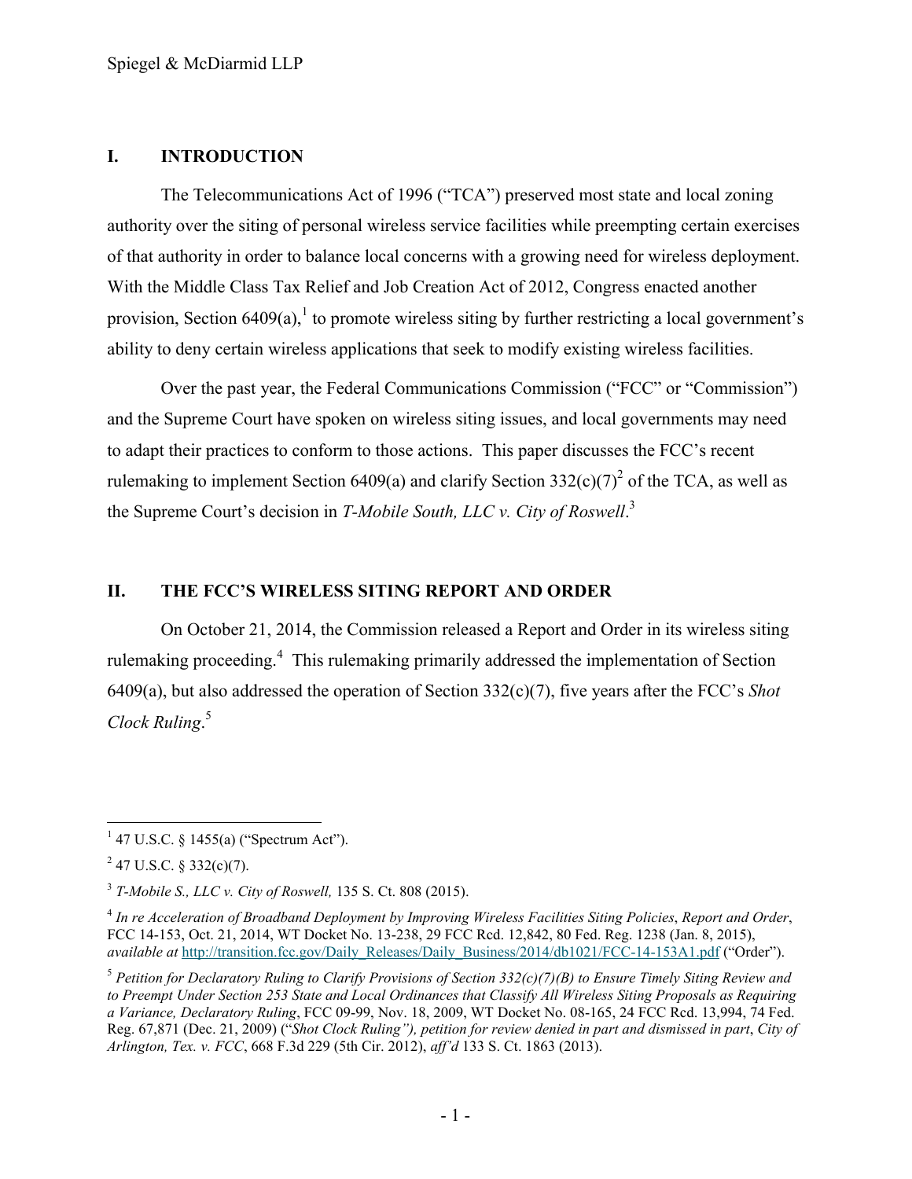## I. INTRODUCTION

The Telecommunications Act of 1996 ("TCA") preserved most state and local zoning authority over the siting of personal wireless service facilities while preempting certain exercises of that authority in order to balance local concerns with a growing need for wireless deployment. With the Middle Class Tax Relief and Job Creation Act of 2012, Congress enacted another provision, Section 6409(a),[1] to promote wireless siting by further restricting a local government's ability to deny certain wireless applications that seek to modify existing wireless facilities.

Over the past year, the Federal Communications Commission ("FCC" or "Commission") and the Supreme Court have spoken on wireless siting issues, and local governments may need to adapt their practices to conform to those actions. This paper discusses the FCC's recent rulemaking to implement Section 6409(a) and clarify Section 332(c)(7)[2] of the TCA, as well as the Supreme Court's decision in *T-Mobile South, LLC v. City of Roswell*.[3]

## II. THE FCC'S WIRELESS SITING REPORT AND ORDER

On October 21, 2014, the Commission released a Report and Order in its wireless siting rulemaking proceeding.[4] This rulemaking primarily addressed the implementation of Section 6409(a), but also addressed the operation of Section 332(c)(7), five years after the FCC's *Shot Clock Ruling*.[5]

---

[1] 47 U.S.C. § 1455(a) ("Spectrum Act").

[2] 47 U.S.C. § 332(c)(7).

[3] *T-Mobile S., LLC v. City of Roswell,* 135 S. Ct. 808 (2015).

[4] *In re Acceleration of Broadband Deployment by Improving Wireless Facilities Siting Policies*, *Report and Order*, FCC 14-153, Oct. 21, 2014, WT Docket No. 13-238, 29 FCC Rcd. 12,842, 80 Fed. Reg. 1238 (Jan. 8, 2015), *available at* http://transition.fcc.gov/Daily_Releases/Daily_Business/2014/db1021/FCC-14-153A1.pdf ("Order").

[5] *Petition for Declaratory Ruling to Clarify Provisions of Section 332(c)(7)(B) to Ensure Timely Siting Review and to Preempt Under Section 253 State and Local Ordinances that Classify All Wireless Siting Proposals as Requiring a Variance, Declaratory Ruling*, FCC 09-99, Nov. 18, 2009, WT Docket No. 08-165, 24 FCC Rcd. 13,994, 74 Fed. Reg. 67,871 (Dec. 21, 2009) ("*Shot Clock Ruling*"), *petition for review denied in part and dismissed in part*, *City of Arlington, Tex. v. FCC*, 668 F.3d 229 (5th Cir. 2012), *aff'd* 133 S. Ct. 1863 (2013).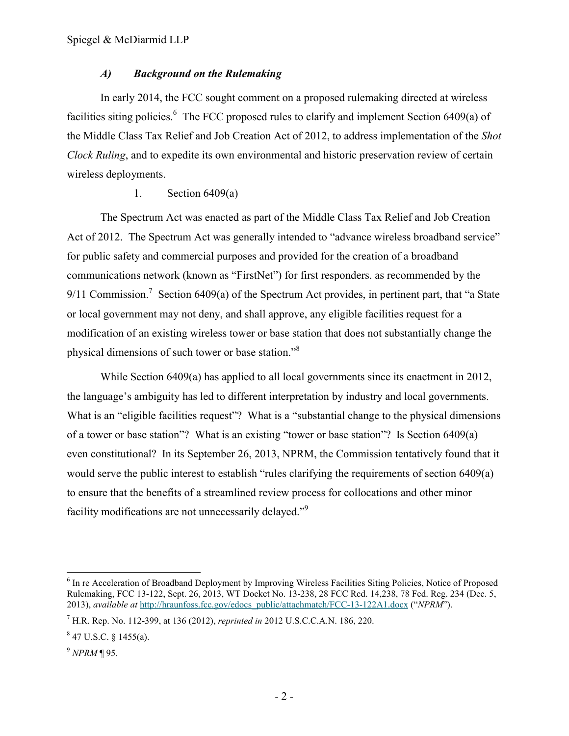### *A) Background on the Rulemaking*

In early 2014, the FCC sought comment on a proposed rulemaking directed at wireless facilities siting policies.[6] The FCC proposed rules to clarify and implement Section 6409(a) of the Middle Class Tax Relief and Job Creation Act of 2012, to address implementation of the *Shot Clock Ruling*, and to expedite its own environmental and historic preservation review of certain wireless deployments.

1. Section 6409(a)

The Spectrum Act was enacted as part of the Middle Class Tax Relief and Job Creation Act of 2012. The Spectrum Act was generally intended to "advance wireless broadband service" for public safety and commercial purposes and provided for the creation of a broadband communications network (known as "FirstNet") for first responders. as recommended by the 9/11 Commission.[7] Section 6409(a) of the Spectrum Act provides, in pertinent part, that "a State or local government may not deny, and shall approve, any eligible facilities request for a modification of an existing wireless tower or base station that does not substantially change the physical dimensions of such tower or base station."[8]

While Section 6409(a) has applied to all local governments since its enactment in 2012, the language's ambiguity has led to different interpretation by industry and local governments. What is an "eligible facilities request"? What is a "substantial change to the physical dimensions of a tower or base station"? What is an existing "tower or base station"? Is Section 6409(a) even constitutional? In its September 26, 2013, NPRM, the Commission tentatively found that it would serve the public interest to establish "rules clarifying the requirements of section 6409(a) to ensure that the benefits of a streamlined review process for collocations and other minor facility modifications are not unnecessarily delayed."[9]

---

[6] In re Acceleration of Broadband Deployment by Improving Wireless Facilities Siting Policies, Notice of Proposed Rulemaking, FCC 13-122, Sept. 26, 2013, WT Docket No. 13-238, 28 FCC Rcd. 14,238, 78 Fed. Reg. 234 (Dec. 5, 2013), *available at* http://hraunfoss.fcc.gov/edocs_public/attachmatch/FCC-13-122A1.docx ("*NPRM*").

[7] H.R. Rep. No. 112-399, at 136 (2012), *reprinted in* 2012 U.S.C.C.A.N. 186, 220.

[8] 47 U.S.C. § 1455(a).

[9] *NPRM* ¶ 95.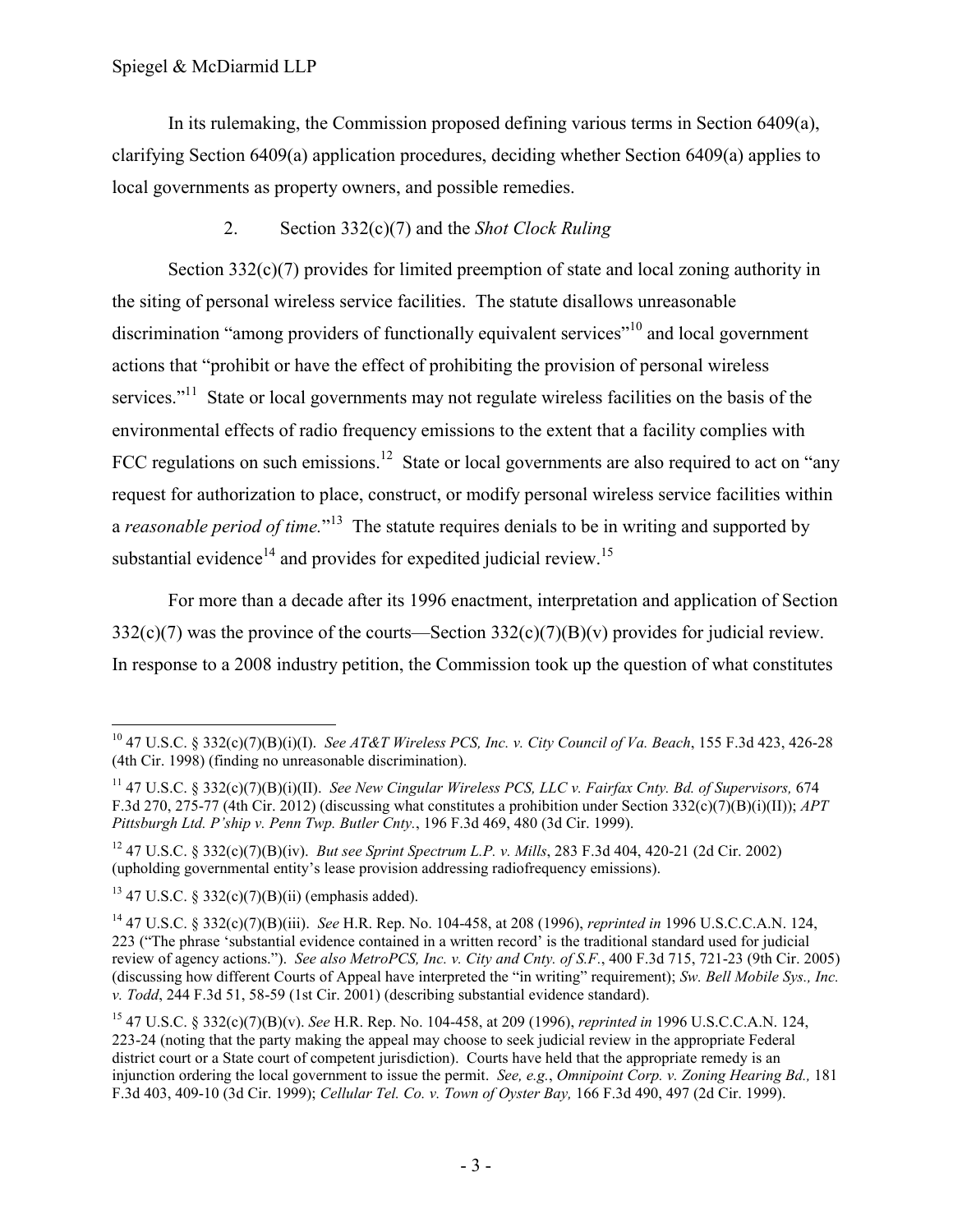In its rulemaking, the Commission proposed defining various terms in Section 6409(a), clarifying Section 6409(a) application procedures, deciding whether Section 6409(a) applies to local governments as property owners, and possible remedies.

### 2. Section 332(c)(7) and the *Shot Clock Ruling*

Section 332(c)(7) provides for limited preemption of state and local zoning authority in the siting of personal wireless service facilities. The statute disallows unreasonable discrimination "among providers of functionally equivalent services"[10] and local government actions that "prohibit or have the effect of prohibiting the provision of personal wireless services."[11] State or local governments may not regulate wireless facilities on the basis of the environmental effects of radio frequency emissions to the extent that a facility complies with FCC regulations on such emissions.[12] State or local governments are also required to act on "any request for authorization to place, construct, or modify personal wireless service facilities within a *reasonable period of time.*"[13] The statute requires denials to be in writing and supported by substantial evidence[14] and provides for expedited judicial review.[15]

For more than a decade after its 1996 enactment, interpretation and application of Section 332(c)(7) was the province of the courts—Section 332(c)(7)(B)(v) provides for judicial review. In response to a 2008 industry petition, the Commission took up the question of what constitutes

---

[10] 47 U.S.C. § 332(c)(7)(B)(i)(I). *See AT&T Wireless PCS, Inc. v. City Council of Va. Beach*, 155 F.3d 423, 426-28 (4th Cir. 1998) (finding no unreasonable discrimination).

[11] 47 U.S.C. § 332(c)(7)(B)(i)(II). *See New Cingular Wireless PCS, LLC v. Fairfax Cnty. Bd. of Supervisors,* 674 F.3d 270, 275-77 (4th Cir. 2012) (discussing what constitutes a prohibition under Section 332(c)(7)(B)(i)(II)); *APT Pittsburgh Ltd. P'ship v. Penn Twp. Butler Cnty.*, 196 F.3d 469, 480 (3d Cir. 1999).

[12] 47 U.S.C. § 332(c)(7)(B)(iv). *But see Sprint Spectrum L.P. v. Mills*, 283 F.3d 404, 420-21 (2d Cir. 2002) (upholding governmental entity's lease provision addressing radiofrequency emissions).

[13] 47 U.S.C. § 332(c)(7)(B)(ii) (emphasis added).

[14] 47 U.S.C. § 332(c)(7)(B)(iii). *See* H.R. Rep. No. 104-458, at 208 (1996), *reprinted in* 1996 U.S.C.C.A.N. 124, 223 ("The phrase 'substantial evidence contained in a written record' is the traditional standard used for judicial review of agency actions."). *See also MetroPCS, Inc. v. City and Cnty. of S.F.*, 400 F.3d 715, 721-23 (9th Cir. 2005) (discussing how different Courts of Appeal have interpreted the "in writing" requirement); *Sw. Bell Mobile Sys., Inc. v. Todd*, 244 F.3d 51, 58-59 (1st Cir. 2001) (describing substantial evidence standard).

[15] 47 U.S.C. § 332(c)(7)(B)(v). *See* H.R. Rep. No. 104-458, at 209 (1996), *reprinted in* 1996 U.S.C.C.A.N. 124, 223-24 (noting that the party making the appeal may choose to seek judicial review in the appropriate Federal district court or a State court of competent jurisdiction). Courts have held that the appropriate remedy is an injunction ordering the local government to issue the permit. *See, e.g.*, *Omnipoint Corp. v. Zoning Hearing Bd.,* 181 F.3d 403, 409-10 (3d Cir. 1999); *Cellular Tel. Co. v. Town of Oyster Bay,* 166 F.3d 490, 497 (2d Cir. 1999).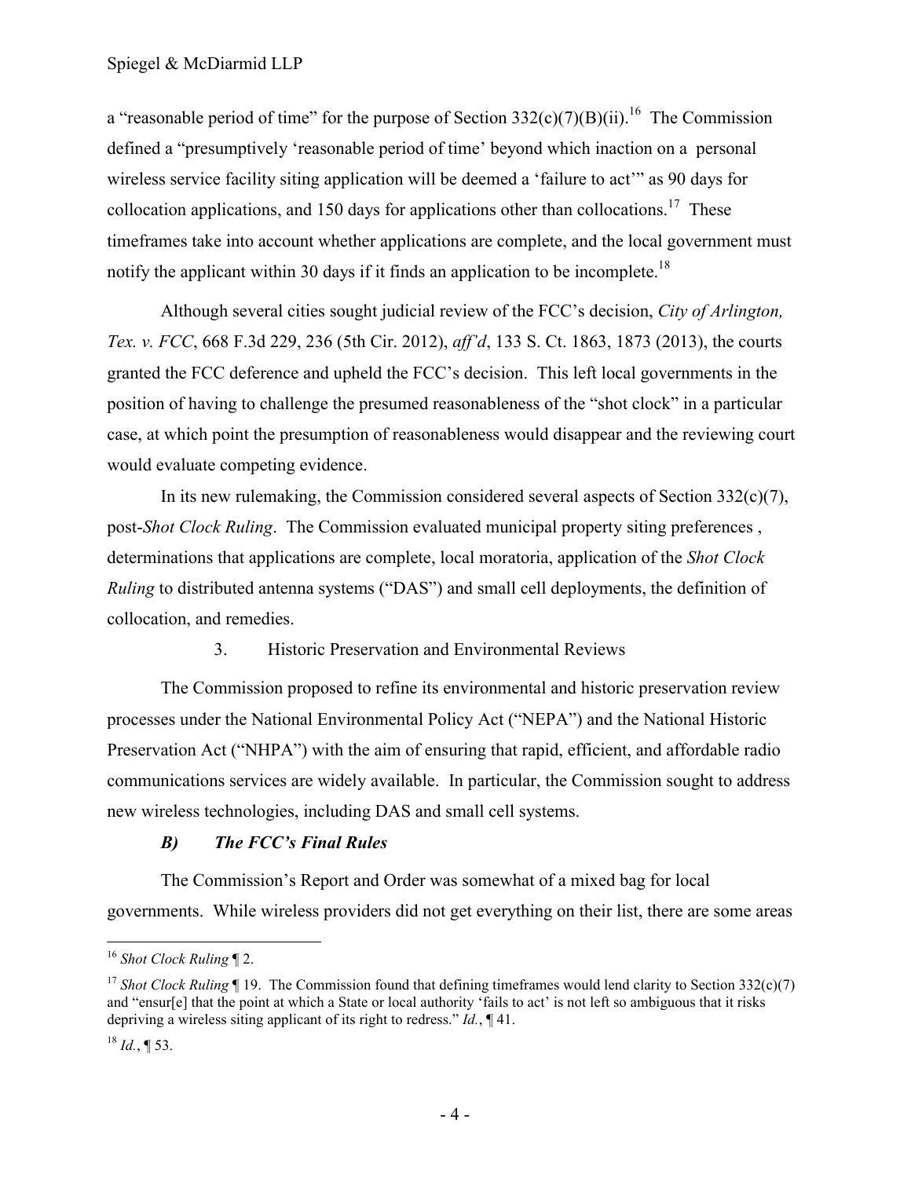a "reasonable period of time" for the purpose of Section 332(c)(7)(B)(ii).[16] The Commission defined a "presumptively 'reasonable period of time' beyond which inaction on a personal wireless service facility siting application will be deemed a 'failure to act'" as 90 days for collocation applications, and 150 days for applications other than collocations.[17] These timeframes take into account whether applications are complete, and the local government must notify the applicant within 30 days if it finds an application to be incomplete.[18]

Although several cities sought judicial review of the FCC's decision, *City of Arlington, Tex. v. FCC*, 668 F.3d 229, 236 (5th Cir. 2012), *aff'd*, 133 S. Ct. 1863, 1873 (2013), the courts granted the FCC deference and upheld the FCC's decision. This left local governments in the position of having to challenge the presumed reasonableness of the "shot clock" in a particular case, at which point the presumption of reasonableness would disappear and the reviewing court would evaluate competing evidence.

In its new rulemaking, the Commission considered several aspects of Section 332(c)(7), post-*Shot Clock Ruling*. The Commission evaluated municipal property siting preferences , determinations that applications are complete, local moratoria, application of the *Shot Clock Ruling* to distributed antenna systems ("DAS") and small cell deployments, the definition of collocation, and remedies.

3. Historic Preservation and Environmental Reviews

The Commission proposed to refine its environmental and historic preservation review processes under the National Environmental Policy Act ("NEPA") and the National Historic Preservation Act ("NHPA") with the aim of ensuring that rapid, efficient, and affordable radio communications services are widely available. In particular, the Commission sought to address new wireless technologies, including DAS and small cell systems.

### *B) The FCC's Final Rules*

The Commission's Report and Order was somewhat of a mixed bag for local governments. While wireless providers did not get everything on their list, there are some areas

---

[16] *Shot Clock Ruling* ¶ 2.

[17] *Shot Clock Ruling* ¶ 19. The Commission found that defining timeframes would lend clarity to Section 332(c)(7) and "ensur[e] that the point at which a State or local authority 'fails to act' is not left so ambiguous that it risks depriving a wireless siting applicant of its right to redress." *Id.*, ¶ 41.

[18] *Id.*, ¶ 53.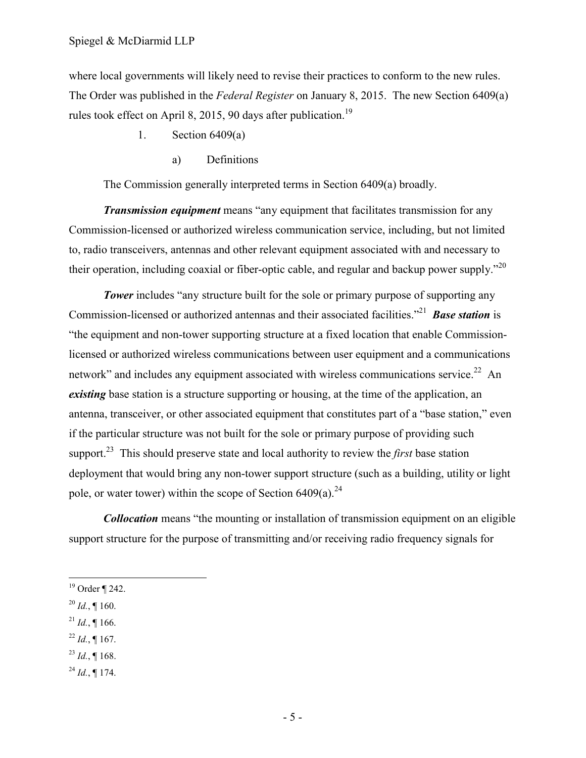where local governments will likely need to revise their practices to conform to the new rules. The Order was published in the *Federal Register* on January 8, 2015. The new Section 6409(a) rules took effect on April 8, 2015, 90 days after publication.[19]

1. Section 6409(a)

a) Definitions

The Commission generally interpreted terms in Section 6409(a) broadly.

***Transmission equipment*** means "any equipment that facilitates transmission for any Commission-licensed or authorized wireless communication service, including, but not limited to, radio transceivers, antennas and other relevant equipment associated with and necessary to their operation, including coaxial or fiber-optic cable, and regular and backup power supply."[20]

***Tower*** includes "any structure built for the sole or primary purpose of supporting any Commission-licensed or authorized antennas and their associated facilities."[21] ***Base station*** is "the equipment and non-tower supporting structure at a fixed location that enable Commission-licensed or authorized wireless communications between user equipment and a communications network" and includes any equipment associated with wireless communications service.[22] An ***existing*** base station is a structure supporting or housing, at the time of the application, an antenna, transceiver, or other associated equipment that constitutes part of a "base station," even if the particular structure was not built for the sole or primary purpose of providing such support.[23] This should preserve state and local authority to review the *first* base station deployment that would bring any non-tower support structure (such as a building, utility or light pole, or water tower) within the scope of Section 6409(a).[24]

***Collocation*** means "the mounting or installation of transmission equipment on an eligible support structure for the purpose of transmitting and/or receiving radio frequency signals for

---

[19] Order ¶ 242.

[20] *Id.*, ¶ 160.

[21] *Id.*, ¶ 166.

[22] *Id.*, ¶ 167.

[23] *Id.*, ¶ 168.

[24] *Id.*, ¶ 174.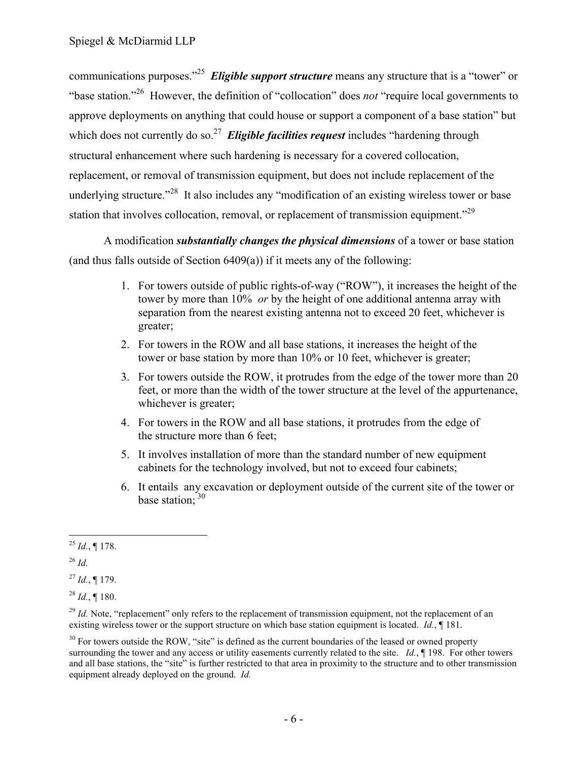communications purposes."[25] ***Eligible support structure*** means any structure that is a "tower" or "base station."[26] However, the definition of "collocation" does *not* "require local governments to approve deployments on anything that could house or support a component of a base station" but which does not currently do so.[27] ***Eligible facilities request*** includes "hardening through structural enhancement where such hardening is necessary for a covered collocation, replacement, or removal of transmission equipment, but does not include replacement of the underlying structure."[28] It also includes any "modification of an existing wireless tower or base station that involves collocation, removal, or replacement of transmission equipment."[29]

A modification ***substantially changes the physical dimensions*** of a tower or base station (and thus falls outside of Section 6409(a)) if it meets any of the following:

1. For towers outside of public rights-of-way ("ROW"), it increases the height of the tower by more than 10% *or* by the height of one additional antenna array with separation from the nearest existing antenna not to exceed 20 feet, whichever is greater;
2. For towers in the ROW and all base stations, it increases the height of the tower or base station by more than 10% or 10 feet, whichever is greater;
3. For towers outside the ROW, it protrudes from the edge of the tower more than 20 feet, or more than the width of the tower structure at the level of the appurtenance, whichever is greater;
4. For towers in the ROW and all base stations, it protrudes from the edge of the structure more than 6 feet;
5. It involves installation of more than the standard number of new equipment cabinets for the technology involved, but not to exceed four cabinets;
6. It entails any excavation or deployment outside of the current site of the tower or base station; [30]

---

[25] *Id.*, ¶ 178.

[26] *Id.*

[27] *Id.*, ¶ 179.

[28] *Id.*, ¶ 180.

[29] *Id.* Note, "replacement" only refers to the replacement of transmission equipment, not the replacement of an existing wireless tower or the support structure on which base station equipment is located. *Id.*, ¶ 181.

[30] For towers outside the ROW, "site" is defined as the current boundaries of the leased or owned property surrounding the tower and any access or utility easements currently related to the site. *Id.*, ¶ 198. For other towers and all base stations, the "site" is further restricted to that area in proximity to the structure and to other transmission equipment already deployed on the ground. *Id.*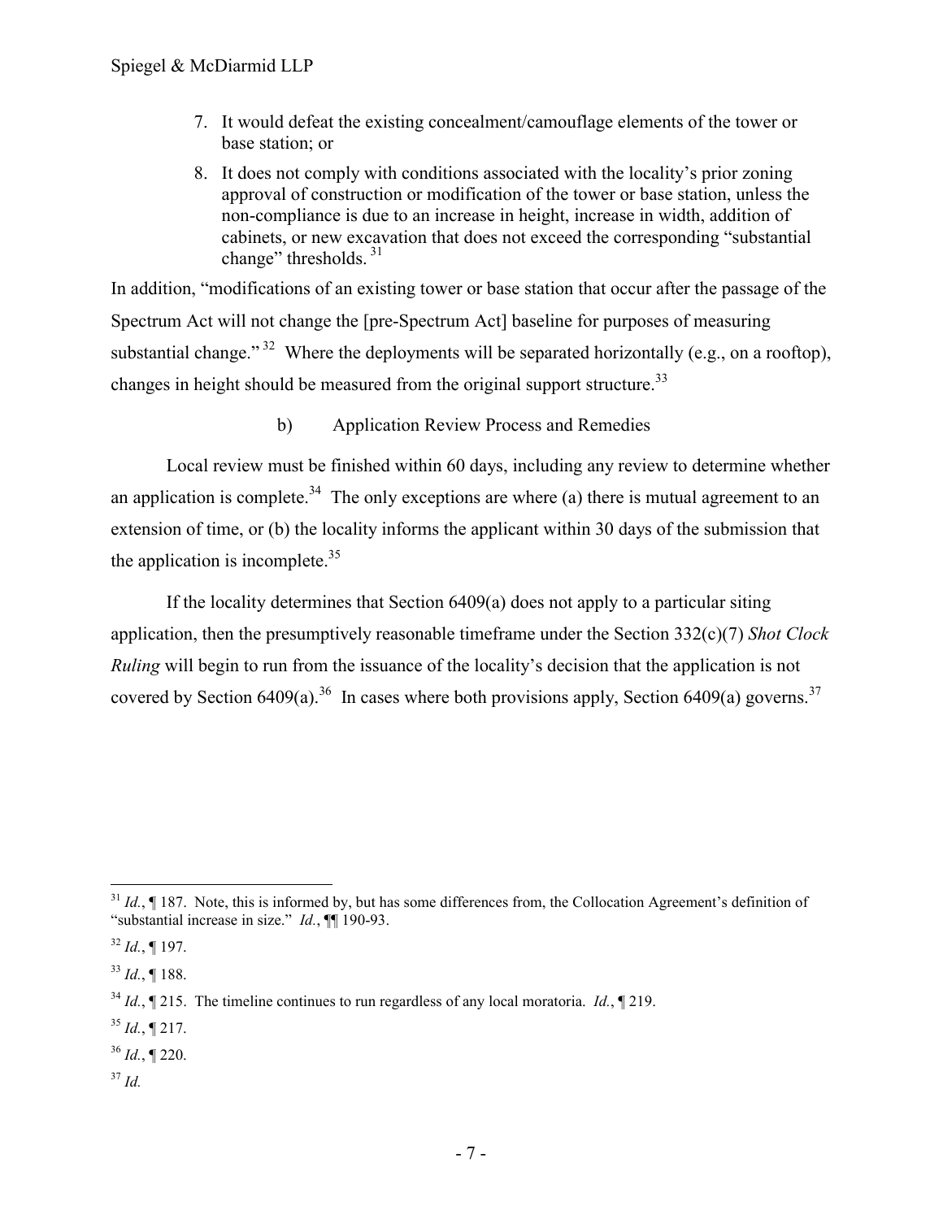7. It would defeat the existing concealment/camouflage elements of the tower or base station; or
8. It does not comply with conditions associated with the locality's prior zoning approval of construction or modification of the tower or base station, unless the non-compliance is due to an increase in height, increase in width, addition of cabinets, or new excavation that does not exceed the corresponding "substantial change" thresholds.[31]

In addition, "modifications of an existing tower or base station that occur after the passage of the Spectrum Act will not change the [pre-Spectrum Act] baseline for purposes of measuring substantial change."[32] Where the deployments will be separated horizontally (e.g., on a rooftop), changes in height should be measured from the original support structure.[33]

### b) Application Review Process and Remedies

Local review must be finished within 60 days, including any review to determine whether an application is complete.[34] The only exceptions are where (a) there is mutual agreement to an extension of time, or (b) the locality informs the applicant within 30 days of the submission that the application is incomplete.[35]

If the locality determines that Section 6409(a) does not apply to a particular siting application, then the presumptively reasonable timeframe under the Section 332(c)(7) *Shot Clock Ruling* will begin to run from the issuance of the locality's decision that the application is not covered by Section 6409(a).[36] In cases where both provisions apply, Section 6409(a) governs.[37]

---

[31] *Id.*, ¶ 187. Note, this is informed by, but has some differences from, the Collocation Agreement's definition of "substantial increase in size." *Id.*, ¶¶ 190-93.

[32] *Id.*, ¶ 197.

[33] *Id.*, ¶ 188.

[34] *Id.*, ¶ 215. The timeline continues to run regardless of any local moratoria. *Id.*, ¶ 219.

[35] *Id.*, ¶ 217.

[36] *Id.*, ¶ 220.

[37] *Id.*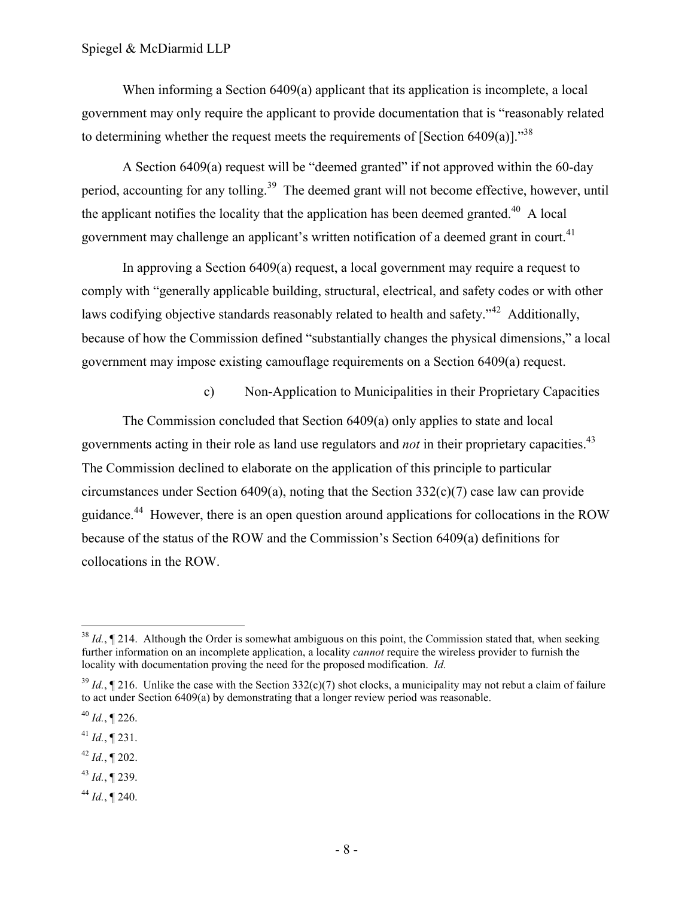When informing a Section 6409(a) applicant that its application is incomplete, a local government may only require the applicant to provide documentation that is "reasonably related to determining whether the request meets the requirements of [Section 6409(a)]."[38]

A Section 6409(a) request will be "deemed granted" if not approved within the 60-day period, accounting for any tolling.[39] The deemed grant will not become effective, however, until the applicant notifies the locality that the application has been deemed granted.[40] A local government may challenge an applicant's written notification of a deemed grant in court.[41]

In approving a Section 6409(a) request, a local government may require a request to comply with "generally applicable building, structural, electrical, and safety codes or with other laws codifying objective standards reasonably related to health and safety."[42] Additionally, because of how the Commission defined "substantially changes the physical dimensions," a local government may impose existing camouflage requirements on a Section 6409(a) request.

#### c) Non-Application to Municipalities in their Proprietary Capacities

The Commission concluded that Section 6409(a) only applies to state and local governments acting in their role as land use regulators and *not* in their proprietary capacities.[43] The Commission declined to elaborate on the application of this principle to particular circumstances under Section 6409(a), noting that the Section 332(c)(7) case law can provide guidance.[44] However, there is an open question around applications for collocations in the ROW because of the status of the ROW and the Commission's Section 6409(a) definitions for collocations in the ROW.

---

[38] *Id.*, ¶ 214. Although the Order is somewhat ambiguous on this point, the Commission stated that, when seeking further information on an incomplete application, a locality *cannot* require the wireless provider to furnish the locality with documentation proving the need for the proposed modification. *Id.*

[39] *Id.*, ¶ 216. Unlike the case with the Section 332(c)(7) shot clocks, a municipality may not rebut a claim of failure to act under Section 6409(a) by demonstrating that a longer review period was reasonable.

[40] *Id.*, ¶ 226.

[41] *Id.*, ¶ 231.

[42] *Id.*, ¶ 202.

[43] *Id.*, ¶ 239.

[44] *Id.*, ¶ 240.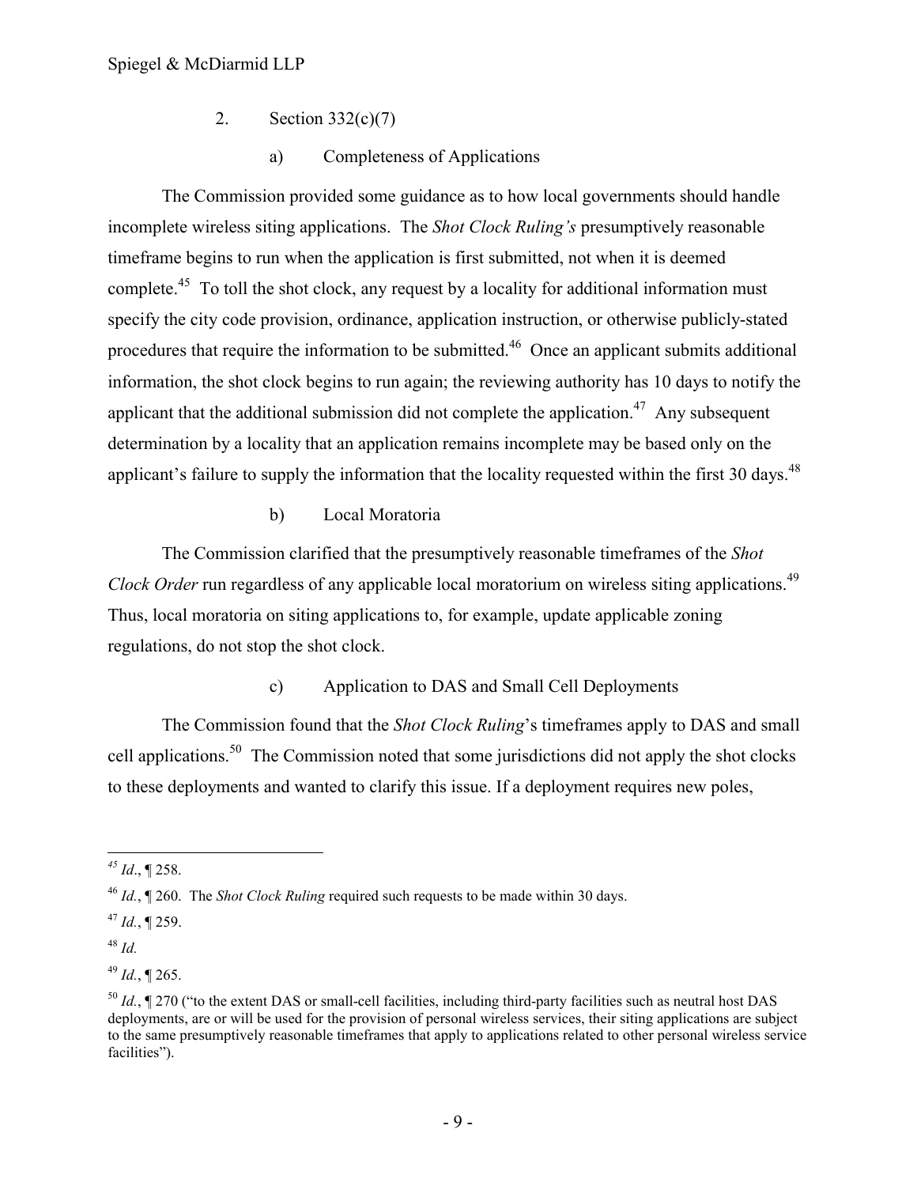2. Section 332(c)(7)

a) Completeness of Applications

The Commission provided some guidance as to how local governments should handle incomplete wireless siting applications. The *Shot Clock Ruling's* presumptively reasonable timeframe begins to run when the application is first submitted, not when it is deemed complete.[45] To toll the shot clock, any request by a locality for additional information must specify the city code provision, ordinance, application instruction, or otherwise publicly-stated procedures that require the information to be submitted.[46] Once an applicant submits additional information, the shot clock begins to run again; the reviewing authority has 10 days to notify the applicant that the additional submission did not complete the application.[47] Any subsequent determination by a locality that an application remains incomplete may be based only on the applicant's failure to supply the information that the locality requested within the first 30 days.[48]

b) Local Moratoria

The Commission clarified that the presumptively reasonable timeframes of the *Shot Clock Order* run regardless of any applicable local moratorium on wireless siting applications.[49] Thus, local moratoria on siting applications to, for example, update applicable zoning regulations, do not stop the shot clock.

c) Application to DAS and Small Cell Deployments

The Commission found that the *Shot Clock Ruling*'s timeframes apply to DAS and small cell applications.[50] The Commission noted that some jurisdictions did not apply the shot clocks to these deployments and wanted to clarify this issue. If a deployment requires new poles,

---

[45] *Id*., ¶ 258.

[46] *Id.*, ¶ 260. The *Shot Clock Ruling* required such requests to be made within 30 days.

[47] *Id.*, ¶ 259.

[48] *Id.*

[49] *Id.*, ¶ 265.

[50] *Id.*, ¶ 270 ("to the extent DAS or small-cell facilities, including third-party facilities such as neutral host DAS deployments, are or will be used for the provision of personal wireless services, their siting applications are subject to the same presumptively reasonable timeframes that apply to applications related to other personal wireless service facilities").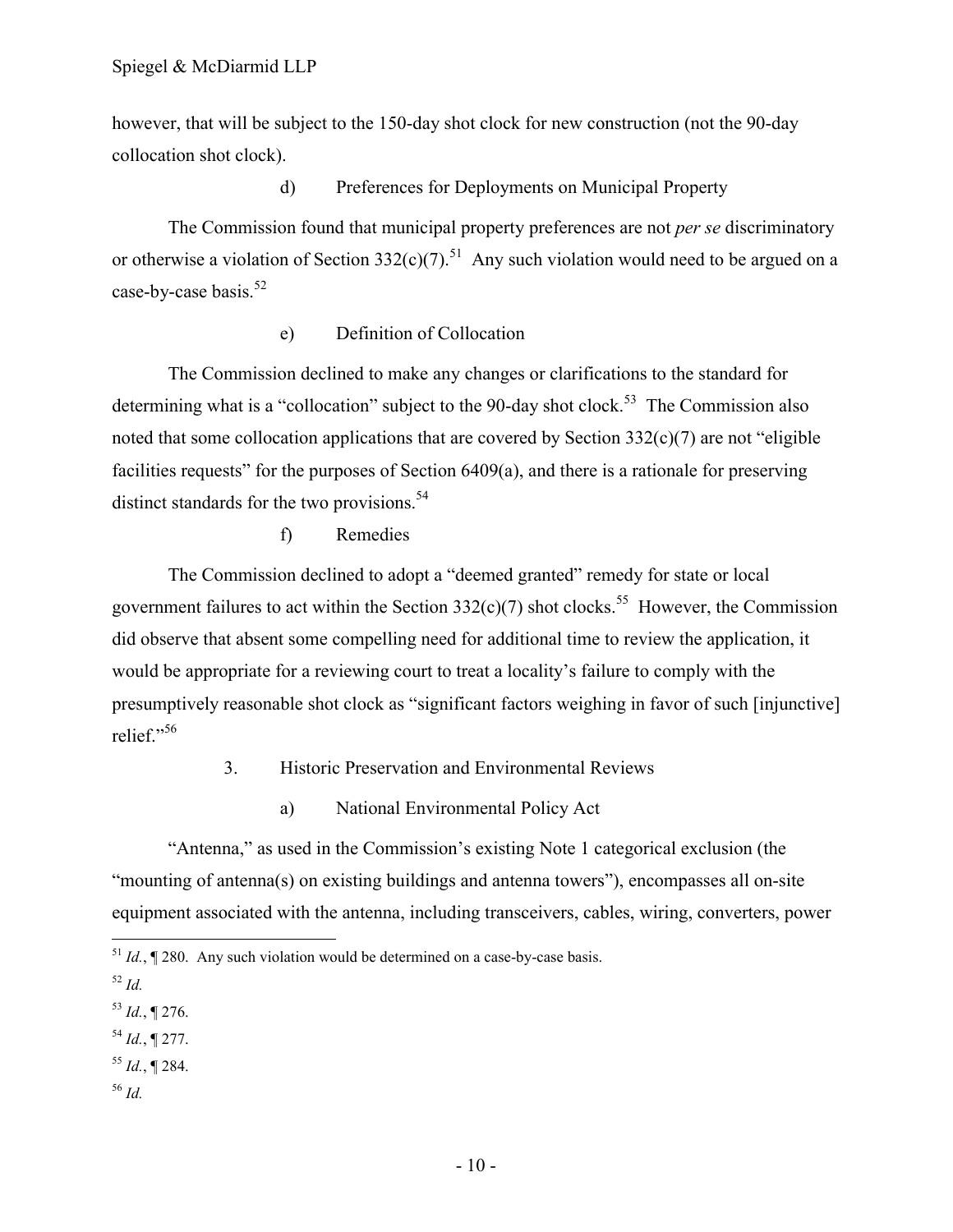however, that will be subject to the 150-day shot clock for new construction (not the 90-day collocation shot clock).

#### d) Preferences for Deployments on Municipal Property

The Commission found that municipal property preferences are not *per se* discriminatory or otherwise a violation of Section 332(c)(7).[51] Any such violation would need to be argued on a case-by-case basis.[52]

#### e) Definition of Collocation

The Commission declined to make any changes or clarifications to the standard for determining what is a "collocation" subject to the 90-day shot clock.[53] The Commission also noted that some collocation applications that are covered by Section 332(c)(7) are not "eligible facilities requests" for the purposes of Section 6409(a), and there is a rationale for preserving distinct standards for the two provisions.[54]

#### f) Remedies

The Commission declined to adopt a "deemed granted" remedy for state or local government failures to act within the Section 332(c)(7) shot clocks.[55] However, the Commission did observe that absent some compelling need for additional time to review the application, it would be appropriate for a reviewing court to treat a locality's failure to comply with the presumptively reasonable shot clock as "significant factors weighing in favor of such [injunctive] relief."[56]

### 3. Historic Preservation and Environmental Reviews

#### a) National Environmental Policy Act

"Antenna," as used in the Commission's existing Note 1 categorical exclusion (the "mounting of antenna(s) on existing buildings and antenna towers"), encompasses all on-site equipment associated with the antenna, including transceivers, cables, wiring, converters, power

---

[51] *Id.*, ¶ 280. Any such violation would be determined on a case-by-case basis.

[52] *Id.*

[53] *Id.*, ¶ 276.

[54] *Id.*, ¶ 277.

[55] *Id.*, ¶ 284.

[56] *Id.*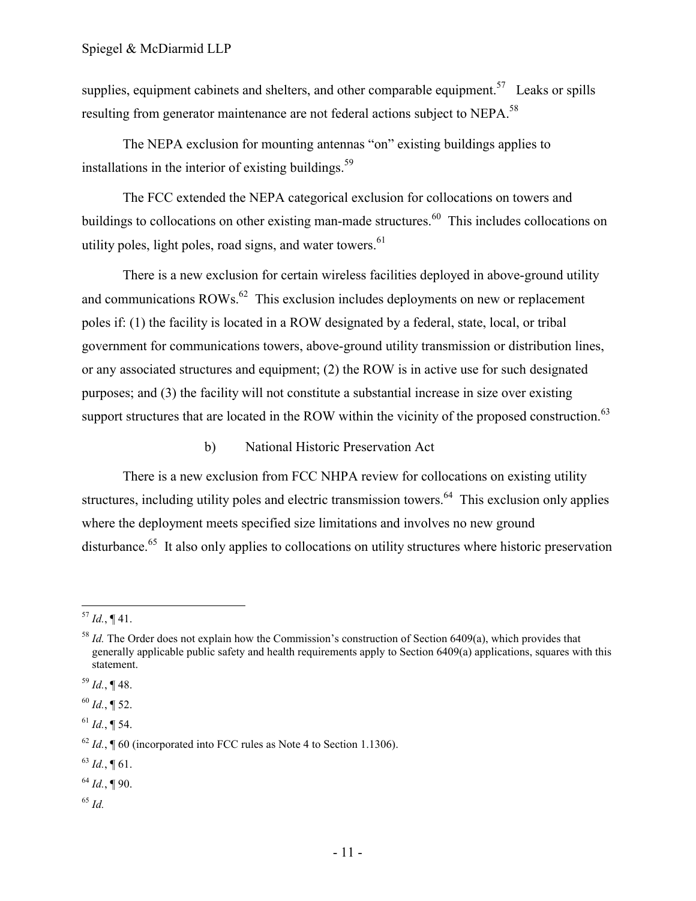supplies, equipment cabinets and shelters, and other comparable equipment.[57] Leaks or spills resulting from generator maintenance are not federal actions subject to NEPA.[58]

The NEPA exclusion for mounting antennas "on" existing buildings applies to installations in the interior of existing buildings.[59]

The FCC extended the NEPA categorical exclusion for collocations on towers and buildings to collocations on other existing man-made structures.[60] This includes collocations on utility poles, light poles, road signs, and water towers.[61]

There is a new exclusion for certain wireless facilities deployed in above-ground utility and communications ROWs.[62] This exclusion includes deployments on new or replacement poles if: (1) the facility is located in a ROW designated by a federal, state, local, or tribal government for communications towers, above-ground utility transmission or distribution lines, or any associated structures and equipment; (2) the ROW is in active use for such designated purposes; and (3) the facility will not constitute a substantial increase in size over existing support structures that are located in the ROW within the vicinity of the proposed construction.[63]

#### b) National Historic Preservation Act

There is a new exclusion from FCC NHPA review for collocations on existing utility structures, including utility poles and electric transmission towers.[64] This exclusion only applies where the deployment meets specified size limitations and involves no new ground disturbance.[65] It also only applies to collocations on utility structures where historic preservation

---

[57] *Id.*, ¶ 41.

[58] *Id.* The Order does not explain how the Commission's construction of Section 6409(a), which provides that generally applicable public safety and health requirements apply to Section 6409(a) applications, squares with this statement.

[59] *Id.*, ¶ 48.

[60] *Id.*, ¶ 52.

[61] *Id.*, ¶ 54.

[62] *Id.*, ¶ 60 (incorporated into FCC rules as Note 4 to Section 1.1306).

[63] *Id.*, ¶ 61.

[64] *Id.*, ¶ 90.

[65] *Id.*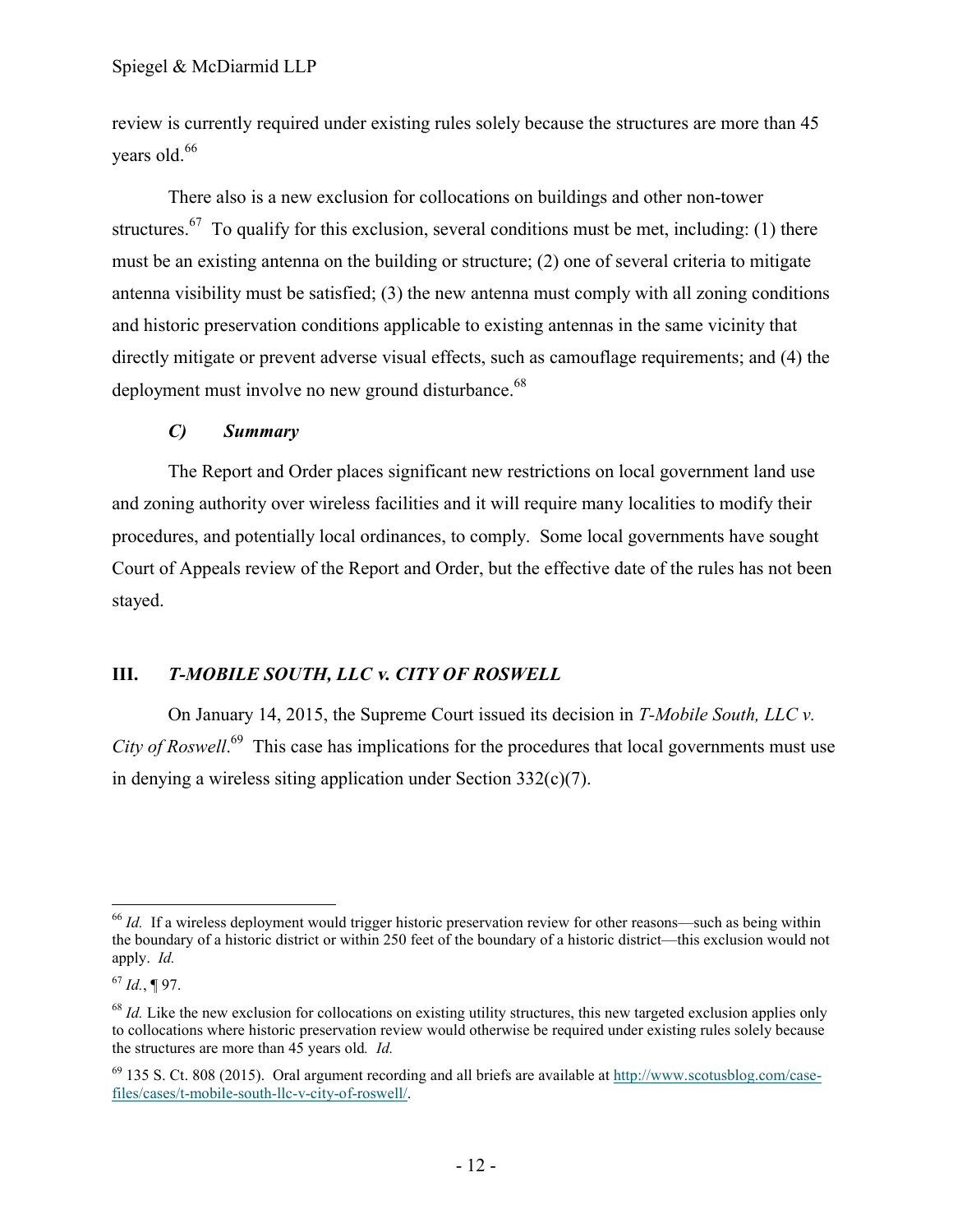review is currently required under existing rules solely because the structures are more than 45 years old.[66]

There also is a new exclusion for collocations on buildings and other non-tower structures.[67] To qualify for this exclusion, several conditions must be met, including: (1) there must be an existing antenna on the building or structure; (2) one of several criteria to mitigate antenna visibility must be satisfied; (3) the new antenna must comply with all zoning conditions and historic preservation conditions applicable to existing antennas in the same vicinity that directly mitigate or prevent adverse visual effects, such as camouflage requirements; and (4) the deployment must involve no new ground disturbance.[68]

### *C) Summary*

The Report and Order places significant new restrictions on local government land use and zoning authority over wireless facilities and it will require many localities to modify their procedures, and potentially local ordinances, to comply. Some local governments have sought Court of Appeals review of the Report and Order, but the effective date of the rules has not been stayed.

## III. *T-MOBILE SOUTH, LLC v. CITY OF ROSWELL*

On January 14, 2015, the Supreme Court issued its decision in *T-Mobile South, LLC v. City of Roswell*.[69] This case has implications for the procedures that local governments must use in denying a wireless siting application under Section 332(c)(7).

---

[66] *Id.* If a wireless deployment would trigger historic preservation review for other reasons—such as being within the boundary of a historic district or within 250 feet of the boundary of a historic district—this exclusion would not apply. *Id.*

[67] *Id.*, ¶ 97.

[68] *Id.* Like the new exclusion for collocations on existing utility structures, this new targeted exclusion applies only to collocations where historic preservation review would otherwise be required under existing rules solely because the structures are more than 45 years old. *Id.*

[69] 135 S. Ct. 808 (2015). Oral argument recording and all briefs are available at http://www.scotusblog.com/case-files/cases/t-mobile-south-llc-v-city-of-roswell/.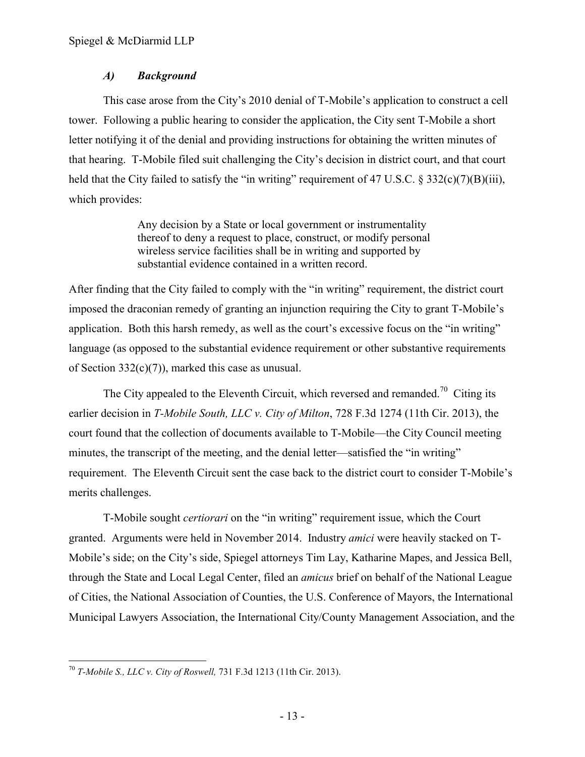### *A) Background*

This case arose from the City's 2010 denial of T-Mobile's application to construct a cell tower. Following a public hearing to consider the application, the City sent T-Mobile a short letter notifying it of the denial and providing instructions for obtaining the written minutes of that hearing. T-Mobile filed suit challenging the City's decision in district court, and that court held that the City failed to satisfy the "in writing" requirement of 47 U.S.C. § 332(c)(7)(B)(iii), which provides:

> Any decision by a State or local government or instrumentality thereof to deny a request to place, construct, or modify personal wireless service facilities shall be in writing and supported by substantial evidence contained in a written record.

After finding that the City failed to comply with the "in writing" requirement, the district court imposed the draconian remedy of granting an injunction requiring the City to grant T-Mobile's application. Both this harsh remedy, as well as the court's excessive focus on the "in writing" language (as opposed to the substantial evidence requirement or other substantive requirements of Section 332(c)(7)), marked this case as unusual.

The City appealed to the Eleventh Circuit, which reversed and remanded.[70] Citing its earlier decision in *T-Mobile South, LLC v. City of Milton*, 728 F.3d 1274 (11th Cir. 2013), the court found that the collection of documents available to T-Mobile—the City Council meeting minutes, the transcript of the meeting, and the denial letter—satisfied the "in writing" requirement. The Eleventh Circuit sent the case back to the district court to consider T-Mobile's merits challenges.

T-Mobile sought *certiorari* on the "in writing" requirement issue, which the Court granted. Arguments were held in November 2014. Industry *amici* were heavily stacked on T-Mobile's side; on the City's side, Spiegel attorneys Tim Lay, Katharine Mapes, and Jessica Bell, through the State and Local Legal Center, filed an *amicus* brief on behalf of the National League of Cities, the National Association of Counties, the U.S. Conference of Mayors, the International Municipal Lawyers Association, the International City/County Management Association, and the

---

[70] *T-Mobile S., LLC v. City of Roswell,* 731 F.3d 1213 (11th Cir. 2013).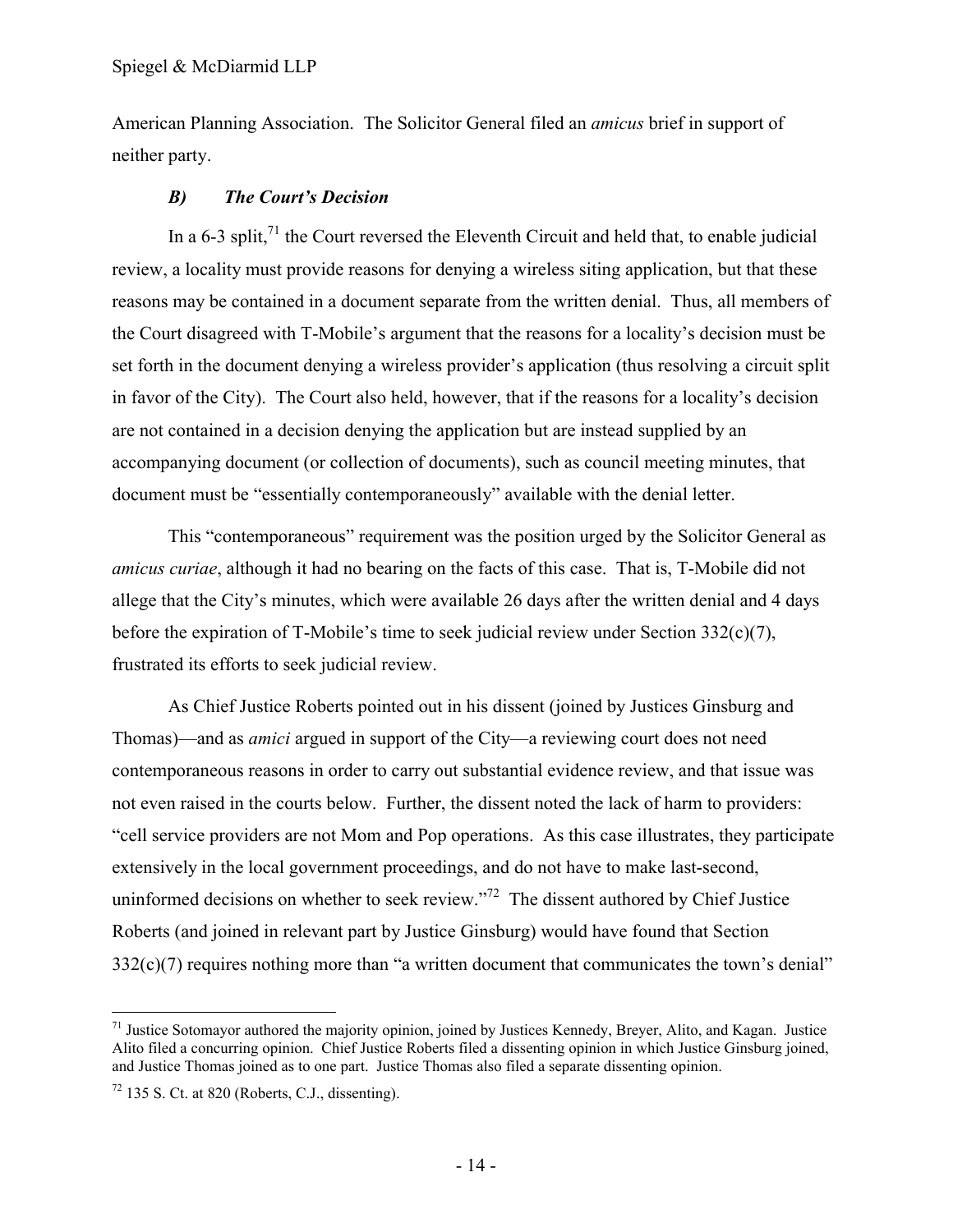American Planning Association. The Solicitor General filed an *amicus* brief in support of neither party.

### *B) The Court's Decision*

In a 6-3 split,[71] the Court reversed the Eleventh Circuit and held that, to enable judicial review, a locality must provide reasons for denying a wireless siting application, but that these reasons may be contained in a document separate from the written denial. Thus, all members of the Court disagreed with T-Mobile's argument that the reasons for a locality's decision must be set forth in the document denying a wireless provider's application (thus resolving a circuit split in favor of the City). The Court also held, however, that if the reasons for a locality's decision are not contained in a decision denying the application but are instead supplied by an accompanying document (or collection of documents), such as council meeting minutes, that document must be "essentially contemporaneously" available with the denial letter.

This "contemporaneous" requirement was the position urged by the Solicitor General as *amicus curiae*, although it had no bearing on the facts of this case. That is, T-Mobile did not allege that the City's minutes, which were available 26 days after the written denial and 4 days before the expiration of T-Mobile's time to seek judicial review under Section 332(c)(7), frustrated its efforts to seek judicial review.

As Chief Justice Roberts pointed out in his dissent (joined by Justices Ginsburg and Thomas)—and as *amici* argued in support of the City—a reviewing court does not need contemporaneous reasons in order to carry out substantial evidence review, and that issue was not even raised in the courts below. Further, the dissent noted the lack of harm to providers: "cell service providers are not Mom and Pop operations. As this case illustrates, they participate extensively in the local government proceedings, and do not have to make last-second, uninformed decisions on whether to seek review."[72] The dissent authored by Chief Justice Roberts (and joined in relevant part by Justice Ginsburg) would have found that Section 332(c)(7) requires nothing more than "a written document that communicates the town's denial"

---

[71] Justice Sotomayor authored the majority opinion, joined by Justices Kennedy, Breyer, Alito, and Kagan. Justice Alito filed a concurring opinion. Chief Justice Roberts filed a dissenting opinion in which Justice Ginsburg joined, and Justice Thomas joined as to one part. Justice Thomas also filed a separate dissenting opinion.

[72] 135 S. Ct. at 820 (Roberts, C.J., dissenting).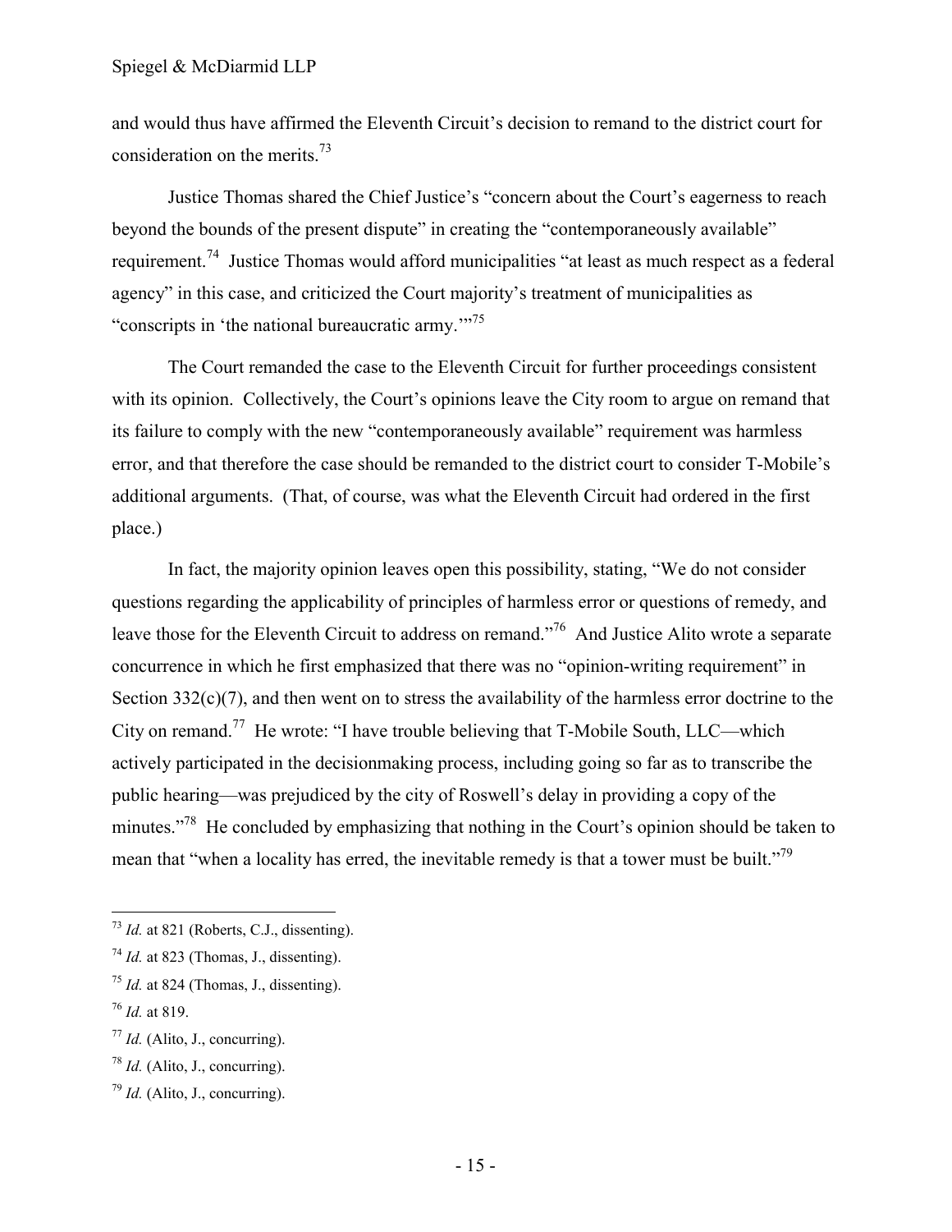and would thus have affirmed the Eleventh Circuit's decision to remand to the district court for consideration on the merits.[73]

Justice Thomas shared the Chief Justice's "concern about the Court's eagerness to reach beyond the bounds of the present dispute" in creating the "contemporaneously available" requirement.[74] Justice Thomas would afford municipalities "at least as much respect as a federal agency" in this case, and criticized the Court majority's treatment of municipalities as "conscripts in 'the national bureaucratic army.'"[75]

The Court remanded the case to the Eleventh Circuit for further proceedings consistent with its opinion. Collectively, the Court's opinions leave the City room to argue on remand that its failure to comply with the new "contemporaneously available" requirement was harmless error, and that therefore the case should be remanded to the district court to consider T-Mobile's additional arguments. (That, of course, was what the Eleventh Circuit had ordered in the first place.)

In fact, the majority opinion leaves open this possibility, stating, "We do not consider questions regarding the applicability of principles of harmless error or questions of remedy, and leave those for the Eleventh Circuit to address on remand."[76] And Justice Alito wrote a separate concurrence in which he first emphasized that there was no "opinion-writing requirement" in Section 332(c)(7), and then went on to stress the availability of the harmless error doctrine to the City on remand.[77] He wrote: "I have trouble believing that T-Mobile South, LLC—which actively participated in the decisionmaking process, including going so far as to transcribe the public hearing—was prejudiced by the city of Roswell's delay in providing a copy of the minutes."[78] He concluded by emphasizing that nothing in the Court's opinion should be taken to mean that "when a locality has erred, the inevitable remedy is that a tower must be built."[79]

---

[73] *Id.* at 821 (Roberts, C.J., dissenting).

[74] *Id.* at 823 (Thomas, J., dissenting).

[75] *Id.* at 824 (Thomas, J., dissenting).

[76] *Id.* at 819.

[77] *Id.* (Alito, J., concurring).

[78] *Id.* (Alito, J., concurring).

[79] *Id.* (Alito, J., concurring).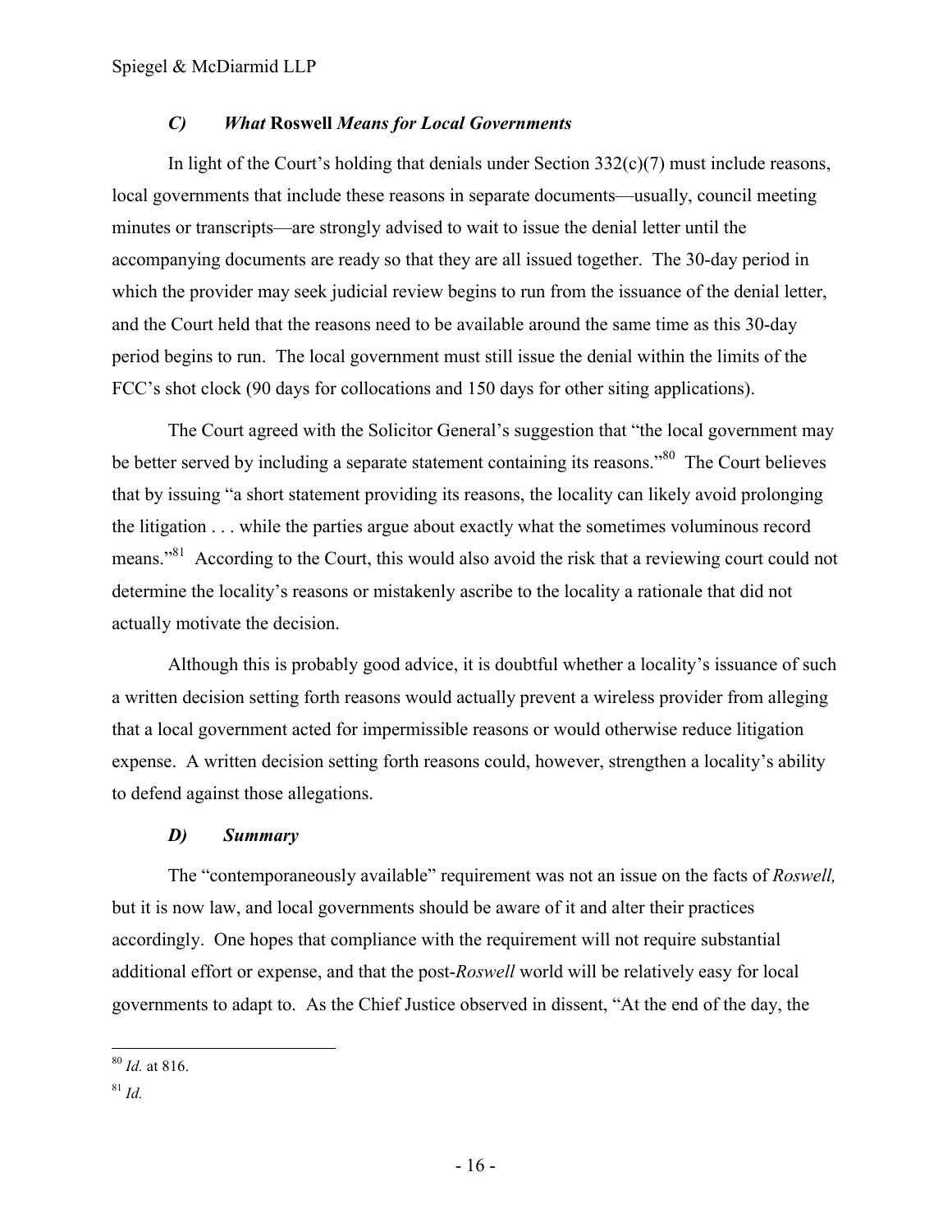### *C) What* **Roswell** *Means for Local Governments*

In light of the Court's holding that denials under Section 332(c)(7) must include reasons, local governments that include these reasons in separate documents—usually, council meeting minutes or transcripts—are strongly advised to wait to issue the denial letter until the accompanying documents are ready so that they are all issued together. The 30-day period in which the provider may seek judicial review begins to run from the issuance of the denial letter, and the Court held that the reasons need to be available around the same time as this 30-day period begins to run. The local government must still issue the denial within the limits of the FCC's shot clock (90 days for collocations and 150 days for other siting applications).

The Court agreed with the Solicitor General's suggestion that "the local government may be better served by including a separate statement containing its reasons."[80] The Court believes that by issuing "a short statement providing its reasons, the locality can likely avoid prolonging the litigation . . . while the parties argue about exactly what the sometimes voluminous record means."[81] According to the Court, this would also avoid the risk that a reviewing court could not determine the locality's reasons or mistakenly ascribe to the locality a rationale that did not actually motivate the decision.

Although this is probably good advice, it is doubtful whether a locality's issuance of such a written decision setting forth reasons would actually prevent a wireless provider from alleging that a local government acted for impermissible reasons or would otherwise reduce litigation expense. A written decision setting forth reasons could, however, strengthen a locality's ability to defend against those allegations.

### *D) Summary*

The "contemporaneously available" requirement was not an issue on the facts of *Roswell,* but it is now law, and local governments should be aware of it and alter their practices accordingly. One hopes that compliance with the requirement will not require substantial additional effort or expense, and that the post-*Roswell* world will be relatively easy for local governments to adapt to. As the Chief Justice observed in dissent, "At the end of the day, the

---

[80] *Id.* at 816.

[81] *Id.*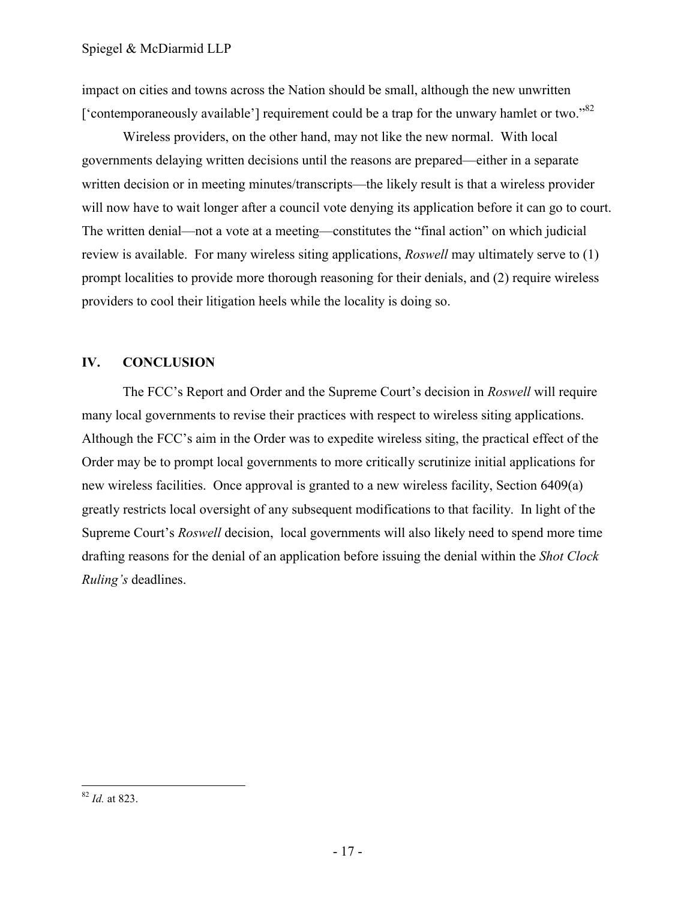impact on cities and towns across the Nation should be small, although the new unwritten ['contemporaneously available'] requirement could be a trap for the unwary hamlet or two."[82]

Wireless providers, on the other hand, may not like the new normal. With local governments delaying written decisions until the reasons are prepared—either in a separate written decision or in meeting minutes/transcripts—the likely result is that a wireless provider will now have to wait longer after a council vote denying its application before it can go to court. The written denial—not a vote at a meeting—constitutes the "final action" on which judicial review is available. For many wireless siting applications, *Roswell* may ultimately serve to (1) prompt localities to provide more thorough reasoning for their denials, and (2) require wireless providers to cool their litigation heels while the locality is doing so.

## IV. CONCLUSION

The FCC's Report and Order and the Supreme Court's decision in *Roswell* will require many local governments to revise their practices with respect to wireless siting applications. Although the FCC's aim in the Order was to expedite wireless siting, the practical effect of the Order may be to prompt local governments to more critically scrutinize initial applications for new wireless facilities. Once approval is granted to a new wireless facility, Section 6409(a) greatly restricts local oversight of any subsequent modifications to that facility. In light of the Supreme Court's *Roswell* decision, local governments will also likely need to spend more time drafting reasons for the denial of an application before issuing the denial within the *Shot Clock Ruling's* deadlines.

---

[82] *Id.* at 823.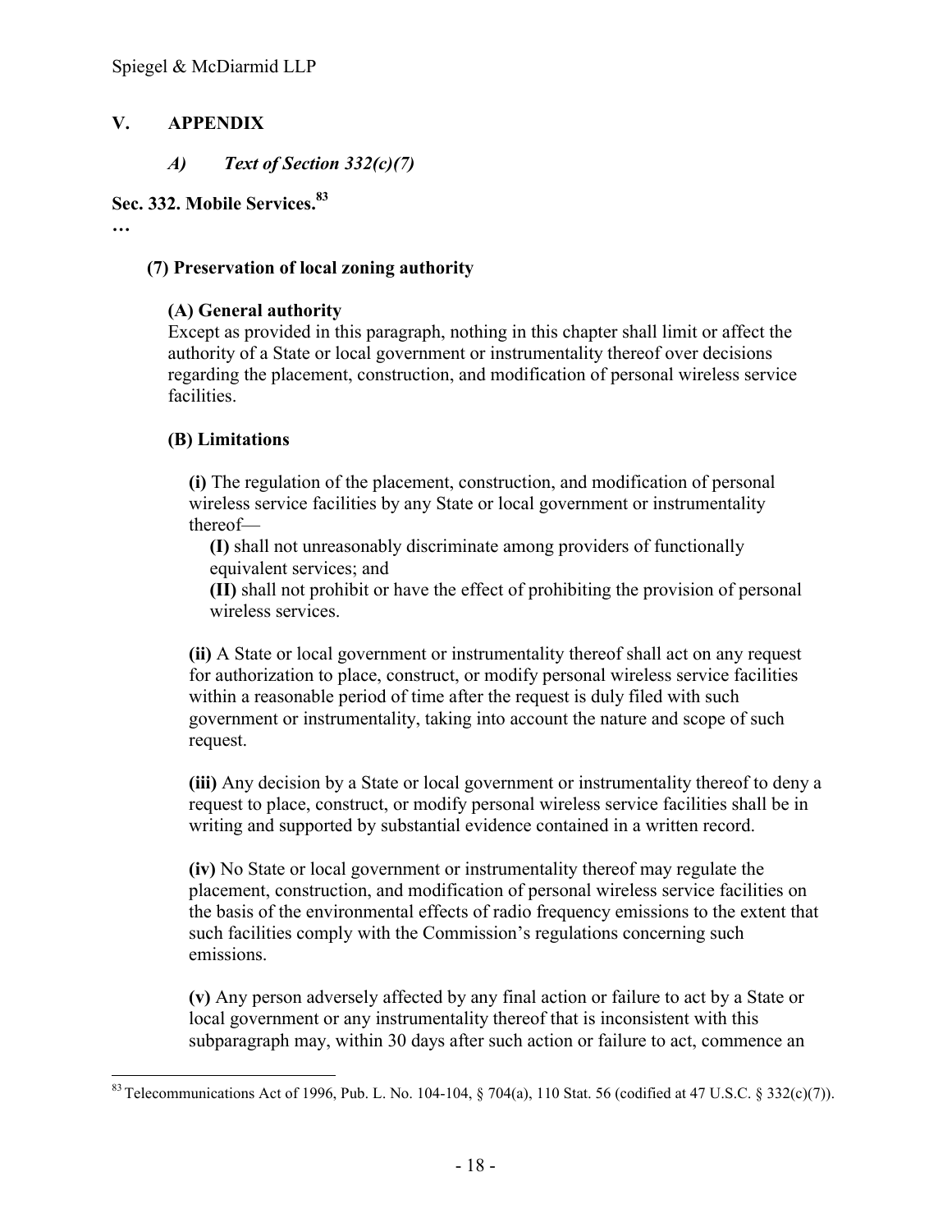# V. APPENDIX

## *A) Text of Section 332(c)(7)*

### Sec. 332. Mobile Services.[83]

…

**(7) Preservation of local zoning authority**

**(A) General authority**

Except as provided in this paragraph, nothing in this chapter shall limit or affect the authority of a State or local government or instrumentality thereof over decisions regarding the placement, construction, and modification of personal wireless service facilities.

**(B) Limitations**

**(i)** The regulation of the placement, construction, and modification of personal wireless service facilities by any State or local government or instrumentality thereof—

**(I)** shall not unreasonably discriminate among providers of functionally equivalent services; and

**(II)** shall not prohibit or have the effect of prohibiting the provision of personal wireless services.

**(ii)** A State or local government or instrumentality thereof shall act on any request for authorization to place, construct, or modify personal wireless service facilities within a reasonable period of time after the request is duly filed with such government or instrumentality, taking into account the nature and scope of such request.

**(iii)** Any decision by a State or local government or instrumentality thereof to deny a request to place, construct, or modify personal wireless service facilities shall be in writing and supported by substantial evidence contained in a written record.

**(iv)** No State or local government or instrumentality thereof may regulate the placement, construction, and modification of personal wireless service facilities on the basis of the environmental effects of radio frequency emissions to the extent that such facilities comply with the Commission's regulations concerning such emissions.

**(v)** Any person adversely affected by any final action or failure to act by a State or local government or any instrumentality thereof that is inconsistent with this subparagraph may, within 30 days after such action or failure to act, commence an

---

[83] Telecommunications Act of 1996, Pub. L. No. 104-104, § 704(a), 110 Stat. 56 (codified at 47 U.S.C. § 332(c)(7)).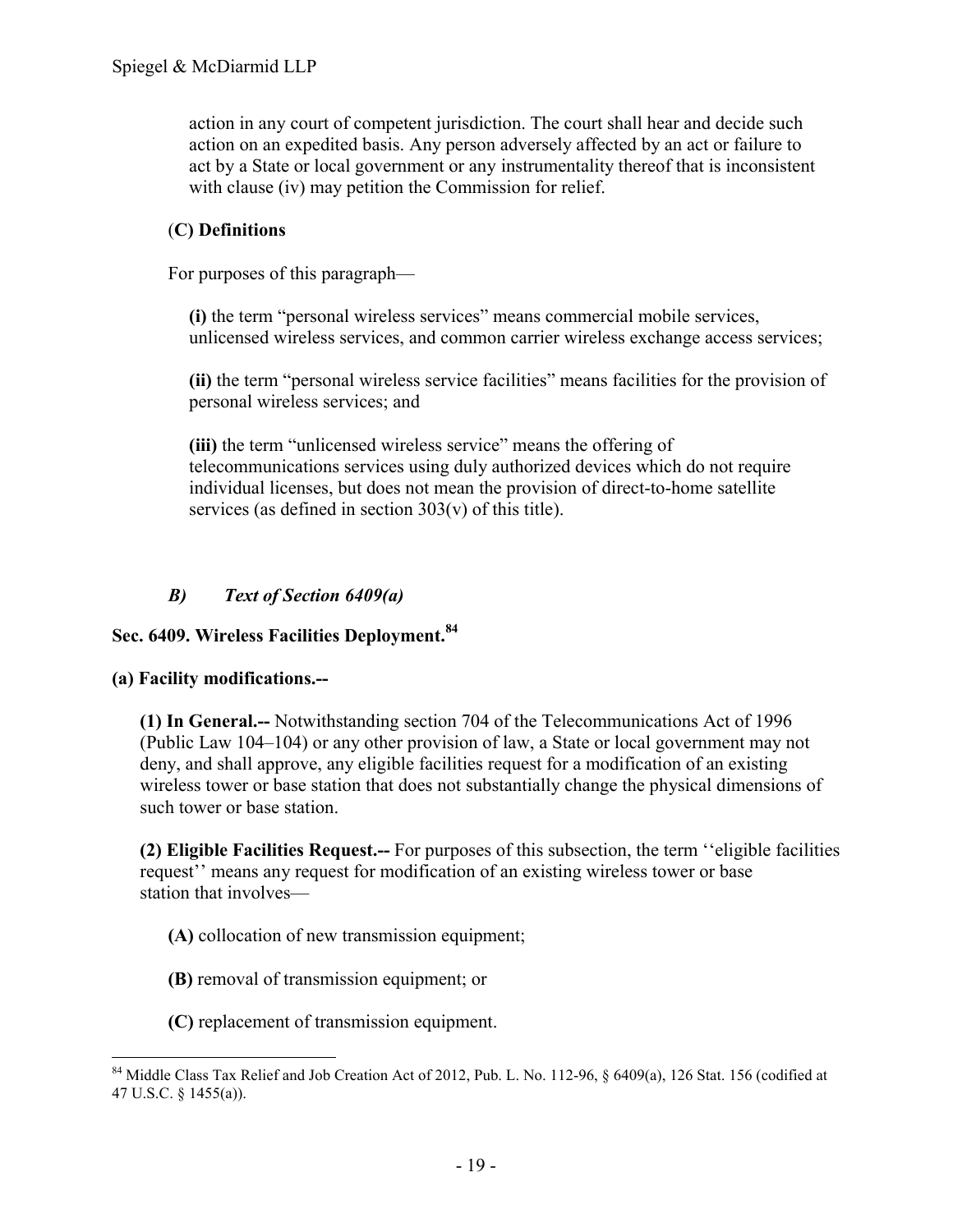action in any court of competent jurisdiction. The court shall hear and decide such action on an expedited basis. Any person adversely affected by an act or failure to act by a State or local government or any instrumentality thereof that is inconsistent with clause (iv) may petition the Commission for relief.

(**C) Definitions**

For purposes of this paragraph—

**(i)** the term "personal wireless services" means commercial mobile services, unlicensed wireless services, and common carrier wireless exchange access services;

**(ii)** the term "personal wireless service facilities" means facilities for the provision of personal wireless services; and

**(iii)** the term "unlicensed wireless service" means the offering of telecommunications services using duly authorized devices which do not require individual licenses, but does not mean the provision of direct-to-home satellite services (as defined in section 303(v) of this title).

### *B) Text of Section 6409(a)*

**Sec. 6409. Wireless Facilities Deployment.**[84]

**(a) Facility modifications.--**

**(1) In General.--** Notwithstanding section 704 of the Telecommunications Act of 1996 (Public Law 104–104) or any other provision of law, a State or local government may not deny, and shall approve, any eligible facilities request for a modification of an existing wireless tower or base station that does not substantially change the physical dimensions of such tower or base station.

**(2) Eligible Facilities Request.--** For purposes of this subsection, the term ''eligible facilities request'' means any request for modification of an existing wireless tower or base station that involves—

**(A)** collocation of new transmission equipment;

**(B)** removal of transmission equipment; or

**(C)** replacement of transmission equipment.

---

[84] Middle Class Tax Relief and Job Creation Act of 2012, Pub. L. No. 112-96, § 6409(a), 126 Stat. 156 (codified at 47 U.S.C. § 1455(a)).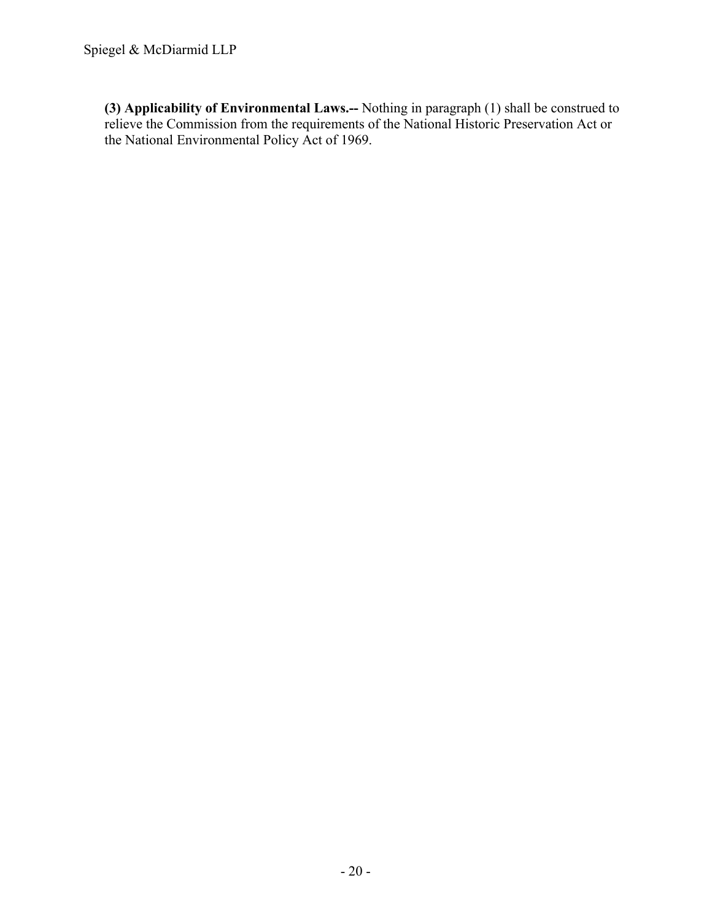**(3) Applicability of Environmental Laws.--** Nothing in paragraph (1) shall be construed to relieve the Commission from the requirements of the National Historic Preservation Act or the National Environmental Policy Act of 1969.